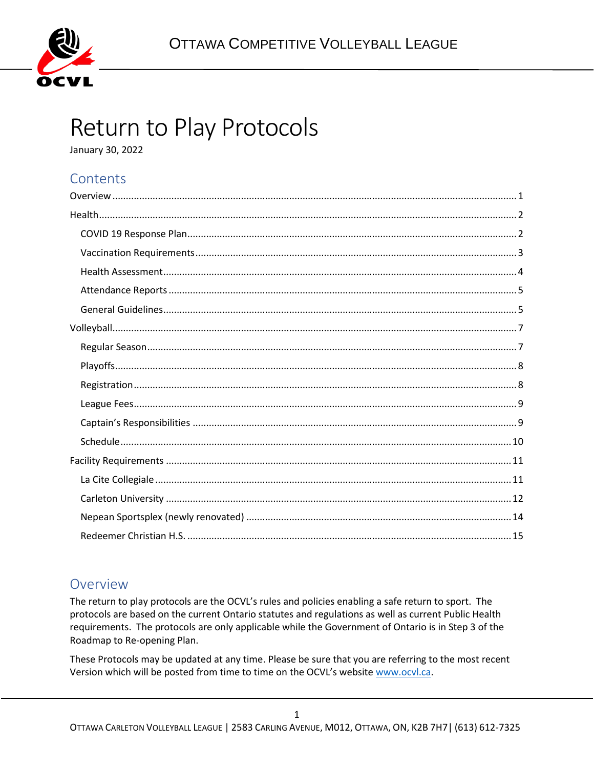# Return to Play Protocols

January 30, 2022

## Contents

- Overview ........ 1
- Health ........ 2
  - COVID 19 Response Plan ........ 2
  - Vaccination Requirements ........ 3
  - Health Assessment ........ 4
  - Attendance Reports ........ 5
  - General Guidelines ........ 5
- Volleyball ........ 7
  - Regular Season ........ 7
  - Playoffs ........ 8
  - Registration ........ 8
  - League Fees ........ 9
  - Captain's Responsibilities ........ 9
  - Schedule ........ 10
- Facility Requirements ........ 11
  - La Cite Collegiale ........ 11
  - Carleton University ........ 12
  - Nepean Sportsplex (newly renovated) ........ 14
  - Redeemer Christian H.S. ........ 15

## Overview

The return to play protocols are the OCVL's rules and policies enabling a safe return to sport. The protocols are based on the current Ontario statutes and regulations as well as current Public Health requirements. The protocols are only applicable while the Government of Ontario is in Step 3 of the Roadmap to Re-opening Plan.

These Protocols may be updated at any time. Please be sure that you are referring to the most recent Version which will be posted from time to time on the OCVL's website www.ocvl.ca.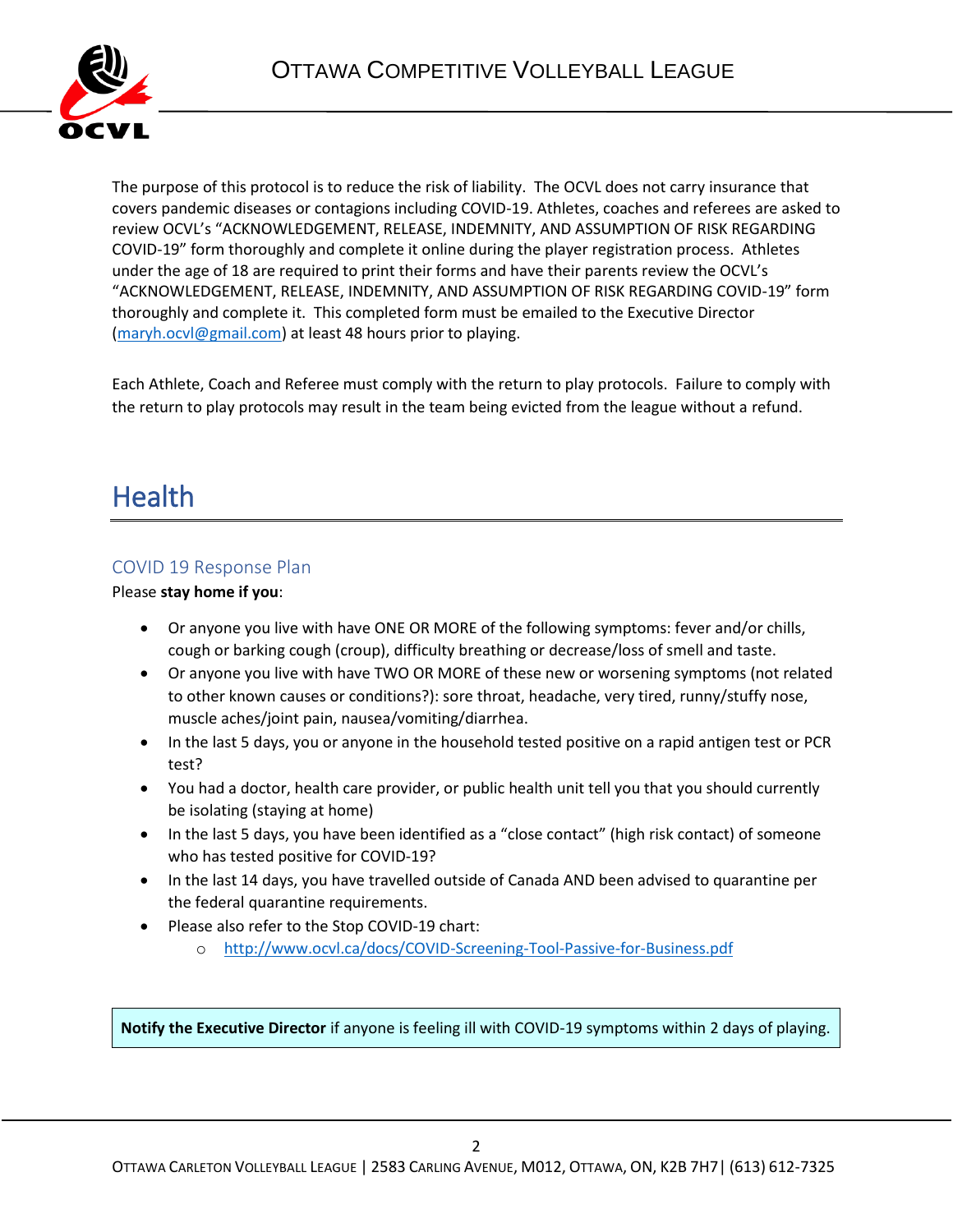The purpose of this protocol is to reduce the risk of liability. The OCVL does not carry insurance that covers pandemic diseases or contagions including COVID-19. Athletes, coaches and referees are asked to review OCVL's "ACKNOWLEDGEMENT, RELEASE, INDEMNITY, AND ASSUMPTION OF RISK REGARDING COVID-19" form thoroughly and complete it online during the player registration process. Athletes under the age of 18 are required to print their forms and have their parents review the OCVL's "ACKNOWLEDGEMENT, RELEASE, INDEMNITY, AND ASSUMPTION OF RISK REGARDING COVID-19" form thoroughly and complete it. This completed form must be emailed to the Executive Director (maryh.ocvl@gmail.com) at least 48 hours prior to playing.

Each Athlete, Coach and Referee must comply with the return to play protocols. Failure to comply with the return to play protocols may result in the team being evicted from the league without a refund.

# Health

## COVID 19 Response Plan

Please **stay home if you**:

- Or anyone you live with have ONE OR MORE of the following symptoms: fever and/or chills, cough or barking cough (croup), difficulty breathing or decrease/loss of smell and taste.
- Or anyone you live with have TWO OR MORE of these new or worsening symptoms (not related to other known causes or conditions?): sore throat, headache, very tired, runny/stuffy nose, muscle aches/joint pain, nausea/vomiting/diarrhea.
- In the last 5 days, you or anyone in the household tested positive on a rapid antigen test or PCR test?
- You had a doctor, health care provider, or public health unit tell you that you should currently be isolating (staying at home)
- In the last 5 days, you have been identified as a "close contact" (high risk contact) of someone who has tested positive for COVID-19?
- In the last 14 days, you have travelled outside of Canada AND been advised to quarantine per the federal quarantine requirements.
- Please also refer to the Stop COVID-19 chart:
  - http://www.ocvl.ca/docs/COVID-Screening-Tool-Passive-for-Business.pdf

**Notify the Executive Director** if anyone is feeling ill with COVID-19 symptoms within 2 days of playing.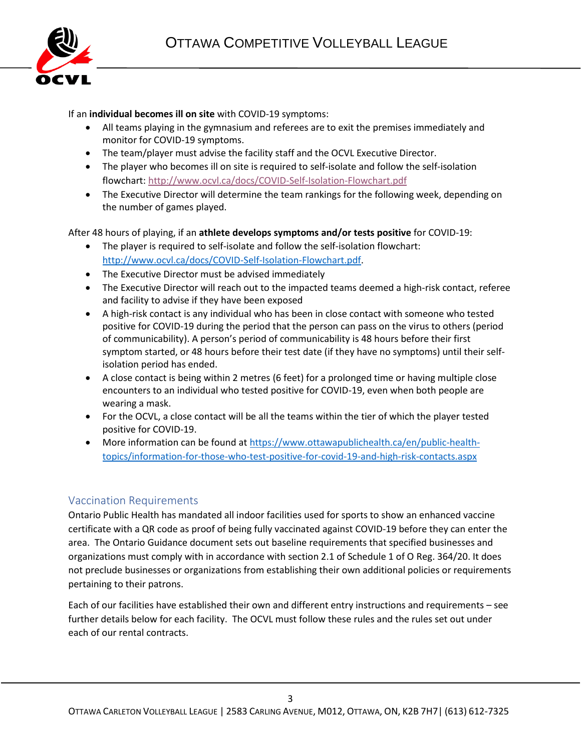If an **individual becomes ill on site** with COVID-19 symptoms:

- All teams playing in the gymnasium and referees are to exit the premises immediately and monitor for COVID-19 symptoms.
- The team/player must advise the facility staff and the OCVL Executive Director.
- The player who becomes ill on site is required to self-isolate and follow the self-isolation flowchart: http://www.ocvl.ca/docs/COVID-Self-Isolation-Flowchart.pdf
- The Executive Director will determine the team rankings for the following week, depending on the number of games played.

After 48 hours of playing, if an **athlete develops symptoms and/or tests positive** for COVID-19:

- The player is required to self-isolate and follow the self-isolation flowchart: http://www.ocvl.ca/docs/COVID-Self-Isolation-Flowchart.pdf.
- The Executive Director must be advised immediately
- The Executive Director will reach out to the impacted teams deemed a high-risk contact, referee and facility to advise if they have been exposed
- A high-risk contact is any individual who has been in close contact with someone who tested positive for COVID-19 during the period that the person can pass on the virus to others (period of communicability). A person's period of communicability is 48 hours before their first symptom started, or 48 hours before their test date (if they have no symptoms) until their self-isolation period has ended.
- A close contact is being within 2 metres (6 feet) for a prolonged time or having multiple close encounters to an individual who tested positive for COVID-19, even when both people are wearing a mask.
- For the OCVL, a close contact will be all the teams within the tier of which the player tested positive for COVID-19.
- More information can be found at https://www.ottawapublichealth.ca/en/public-health-topics/information-for-those-who-test-positive-for-covid-19-and-high-risk-contacts.aspx

## Vaccination Requirements

Ontario Public Health has mandated all indoor facilities used for sports to show an enhanced vaccine certificate with a QR code as proof of being fully vaccinated against COVID-19 before they can enter the area. The Ontario Guidance document sets out baseline requirements that specified businesses and organizations must comply with in accordance with section 2.1 of Schedule 1 of O Reg. 364/20. It does not preclude businesses or organizations from establishing their own additional policies or requirements pertaining to their patrons.

Each of our facilities have established their own and different entry instructions and requirements – see further details below for each facility. The OCVL must follow these rules and the rules set out under each of our rental contracts.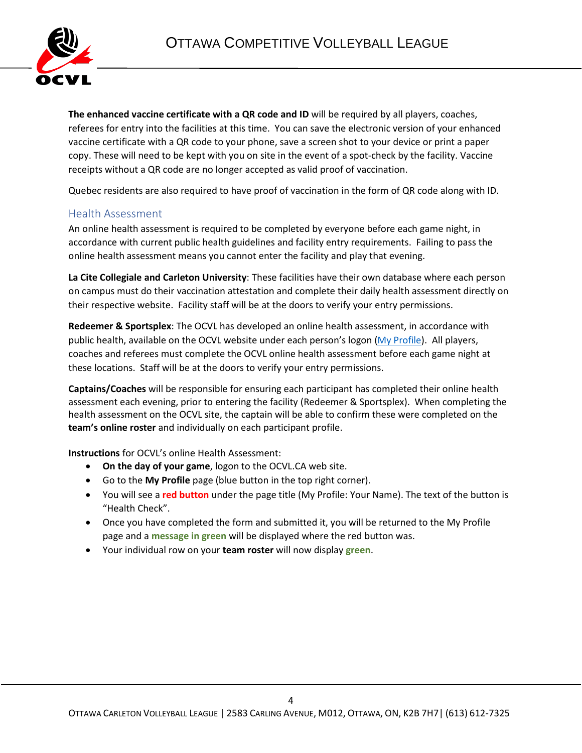**The enhanced vaccine certificate with a QR code and ID** will be required by all players, coaches, referees for entry into the facilities at this time. You can save the electronic version of your enhanced vaccine certificate with a QR code to your phone, save a screen shot to your device or print a paper copy. These will need to be kept with you on site in the event of a spot-check by the facility. Vaccine receipts without a QR code are no longer accepted as valid proof of vaccination.

Quebec residents are also required to have proof of vaccination in the form of QR code along with ID.

## Health Assessment

An online health assessment is required to be completed by everyone before each game night, in accordance with current public health guidelines and facility entry requirements. Failing to pass the online health assessment means you cannot enter the facility and play that evening.

**La Cite Collegiale and Carleton University**: These facilities have their own database where each person on campus must do their vaccination attestation and complete their daily health assessment directly on their respective website. Facility staff will be at the doors to verify your entry permissions.

**Redeemer & Sportsplex**: The OCVL has developed an online health assessment, in accordance with public health, available on the OCVL website under each person's logon (My Profile). All players, coaches and referees must complete the OCVL online health assessment before each game night at these locations. Staff will be at the doors to verify your entry permissions.

**Captains/Coaches** will be responsible for ensuring each participant has completed their online health assessment each evening, prior to entering the facility (Redeemer & Sportsplex). When completing the health assessment on the OCVL site, the captain will be able to confirm these were completed on the **team's online roster** and individually on each participant profile.

**Instructions** for OCVL's online Health Assessment:

- **On the day of your game**, logon to the OCVL.CA web site.
- Go to the **My Profile** page (blue button in the top right corner).
- You will see a **red button** under the page title (My Profile: Your Name). The text of the button is "Health Check".
- Once you have completed the form and submitted it, you will be returned to the My Profile page and a **message in green** will be displayed where the red button was.
- Your individual row on your **team roster** will now display **green**.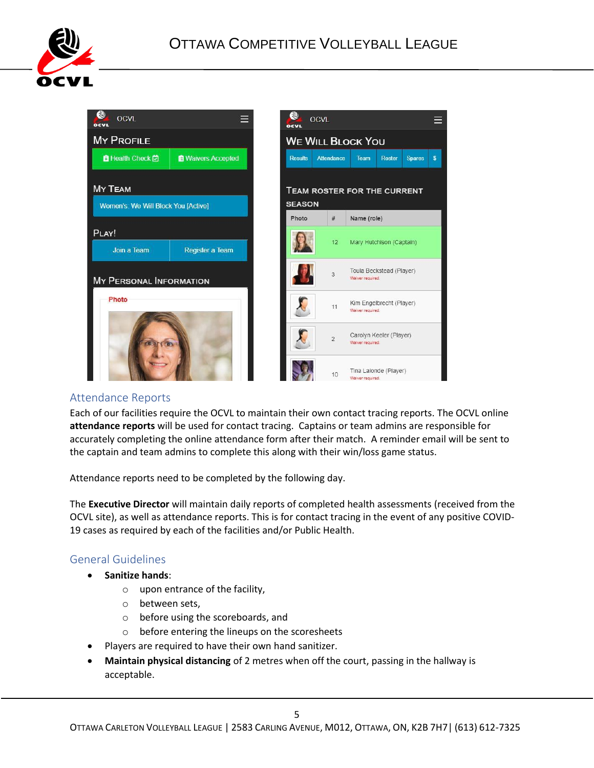## Attendance Reports

Each of our facilities require the OCVL to maintain their own contact tracing reports. The OCVL online **attendance reports** will be used for contact tracing. Captains or team admins are responsible for accurately completing the online attendance form after their match. A reminder email will be sent to the captain and team admins to complete this along with their win/loss game status.

Attendance reports need to be completed by the following day.

The **Executive Director** will maintain daily reports of completed health assessments (received from the OCVL site), as well as attendance reports. This is for contact tracing in the event of any positive COVID-19 cases as required by each of the facilities and/or Public Health.

## General Guidelines

- **Sanitize hands**:
  - upon entrance of the facility,
  - between sets,
  - before using the scoreboards, and
  - before entering the lineups on the scoresheets
- Players are required to have their own hand sanitizer.
- **Maintain physical distancing** of 2 metres when off the court, passing in the hallway is acceptable.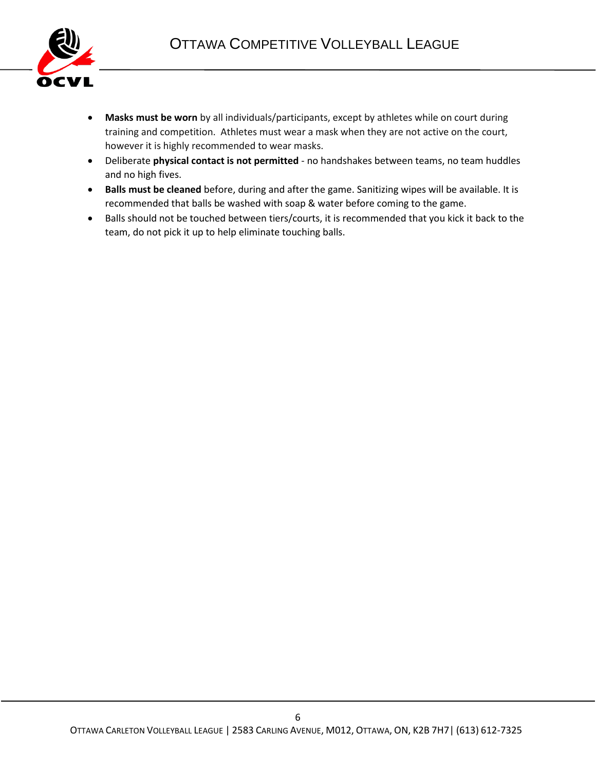- **Masks must be worn** by all individuals/participants, except by athletes while on court during training and competition. Athletes must wear a mask when they are not active on the court, however it is highly recommended to wear masks.
- Deliberate **physical contact is not permitted** - no handshakes between teams, no team huddles and no high fives.
- **Balls must be cleaned** before, during and after the game. Sanitizing wipes will be available. It is recommended that balls be washed with soap & water before coming to the game.
- Balls should not be touched between tiers/courts, it is recommended that you kick it back to the team, do not pick it up to help eliminate touching balls.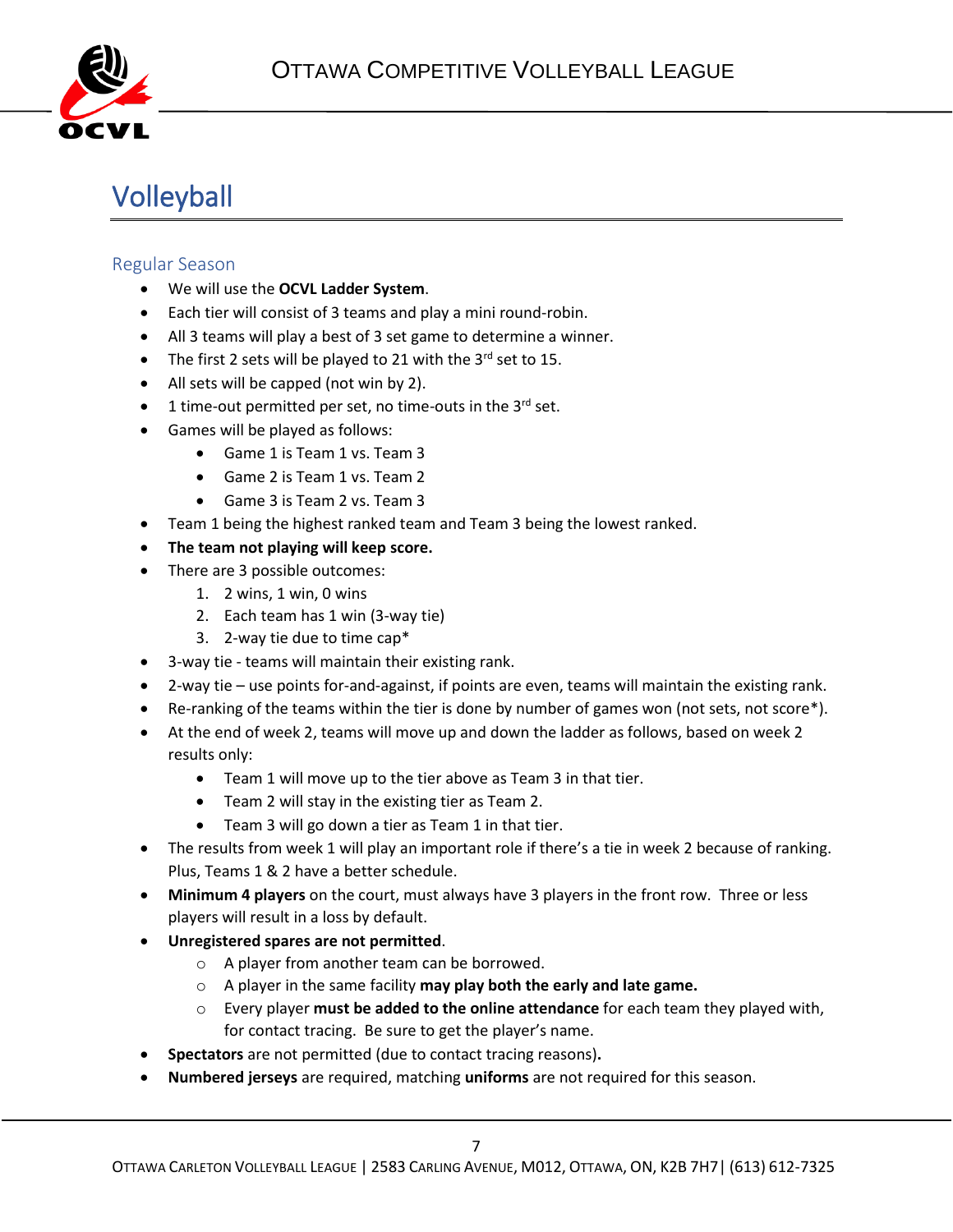# Volleyball

## Regular Season

- We will use the **OCVL Ladder System**.
- Each tier will consist of 3 teams and play a mini round-robin.
- All 3 teams will play a best of 3 set game to determine a winner.
- The first 2 sets will be played to 21 with the 3rd set to 15.
- All sets will be capped (not win by 2).
- 1 time-out permitted per set, no time-outs in the 3rd set.
- Games will be played as follows:
  - Game 1 is Team 1 vs. Team 3
  - Game 2 is Team 1 vs. Team 2
  - Game 3 is Team 2 vs. Team 3
- Team 1 being the highest ranked team and Team 3 being the lowest ranked.
- **The team not playing will keep score.**
- There are 3 possible outcomes:
  1. 2 wins, 1 win, 0 wins
  2. Each team has 1 win (3-way tie)
  3. 2-way tie due to time cap*
- 3-way tie - teams will maintain their existing rank.
- 2-way tie – use points for-and-against, if points are even, teams will maintain the existing rank.
- Re-ranking of the teams within the tier is done by number of games won (not sets, not score*).
- At the end of week 2, teams will move up and down the ladder as follows, based on week 2 results only:
  - Team 1 will move up to the tier above as Team 3 in that tier.
  - Team 2 will stay in the existing tier as Team 2.
  - Team 3 will go down a tier as Team 1 in that tier.
- The results from week 1 will play an important role if there's a tie in week 2 because of ranking. Plus, Teams 1 & 2 have a better schedule.
- **Minimum 4 players** on the court, must always have 3 players in the front row. Three or less players will result in a loss by default.
- **Unregistered spares are not permitted**.
  - A player from another team can be borrowed.
  - A player in the same facility **may play both the early and late game.**
  - Every player **must be added to the online attendance** for each team they played with, for contact tracing. Be sure to get the player's name.
- **Spectators** are not permitted (due to contact tracing reasons)**.**
- **Numbered jerseys** are required, matching **uniforms** are not required for this season.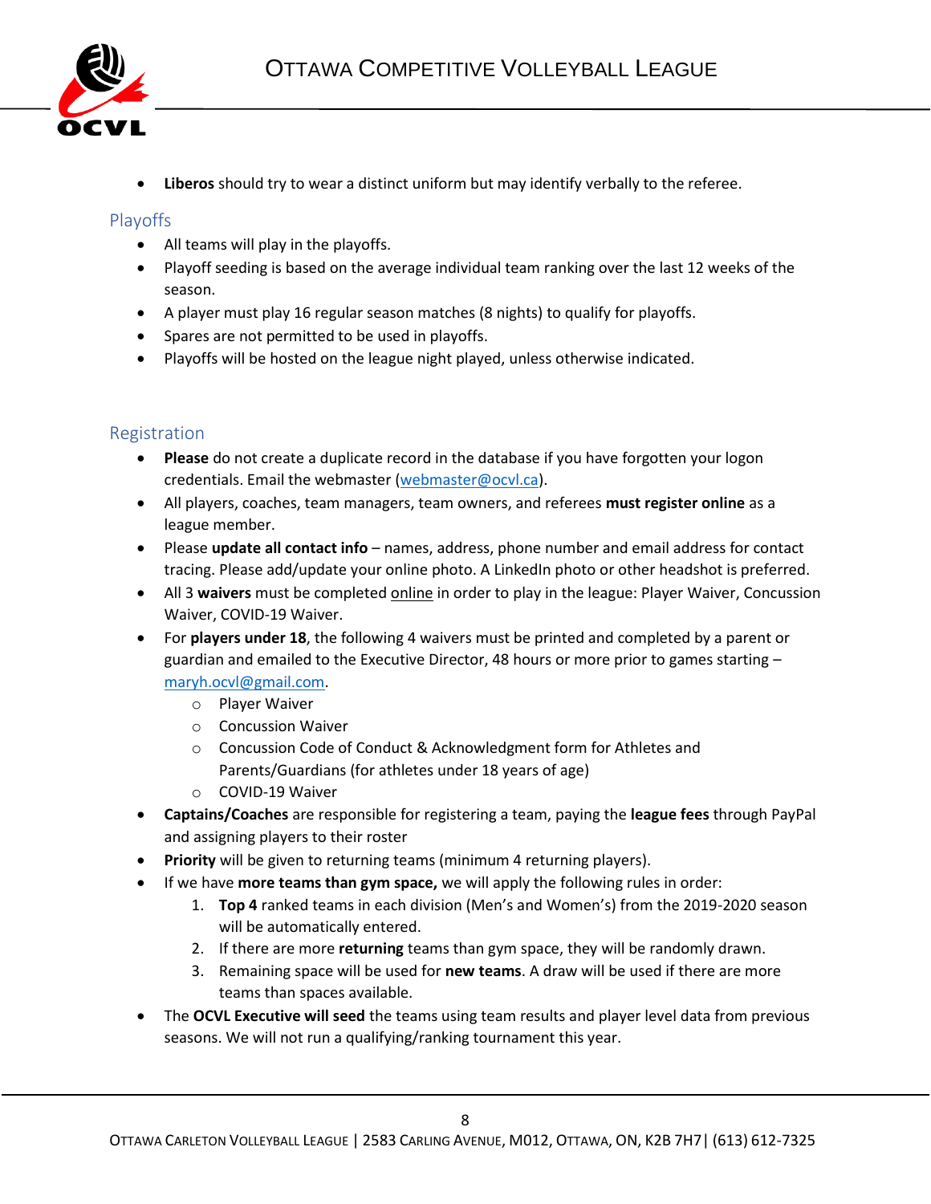- **Liberos** should try to wear a distinct uniform but may identify verbally to the referee.

## Playoffs

- All teams will play in the playoffs.
- Playoff seeding is based on the average individual team ranking over the last 12 weeks of the season.
- A player must play 16 regular season matches (8 nights) to qualify for playoffs.
- Spares are not permitted to be used in playoffs.
- Playoffs will be hosted on the league night played, unless otherwise indicated.

## Registration

- **Please** do not create a duplicate record in the database if you have forgotten your logon credentials. Email the webmaster (webmaster@ocvl.ca).
- All players, coaches, team managers, team owners, and referees **must register online** as a league member.
- Please **update all contact info** – names, address, phone number and email address for contact tracing. Please add/update your online photo. A LinkedIn photo or other headshot is preferred.
- All 3 **waivers** must be completed online in order to play in the league: Player Waiver, Concussion Waiver, COVID-19 Waiver.
- For **players under 18**, the following 4 waivers must be printed and completed by a parent or guardian and emailed to the Executive Director, 48 hours or more prior to games starting – maryh.ocvl@gmail.com.
  - Player Waiver
  - Concussion Waiver
  - Concussion Code of Conduct & Acknowledgment form for Athletes and Parents/Guardians (for athletes under 18 years of age)
  - COVID-19 Waiver
- **Captains/Coaches** are responsible for registering a team, paying the **league fees** through PayPal and assigning players to their roster
- **Priority** will be given to returning teams (minimum 4 returning players).
- If we have **more teams than gym space,** we will apply the following rules in order:
  1. **Top 4** ranked teams in each division (Men's and Women's) from the 2019-2020 season will be automatically entered.
  2. If there are more **returning** teams than gym space, they will be randomly drawn.
  3. Remaining space will be used for **new teams**. A draw will be used if there are more teams than spaces available.
- The **OCVL Executive will seed** the teams using team results and player level data from previous seasons. We will not run a qualifying/ranking tournament this year.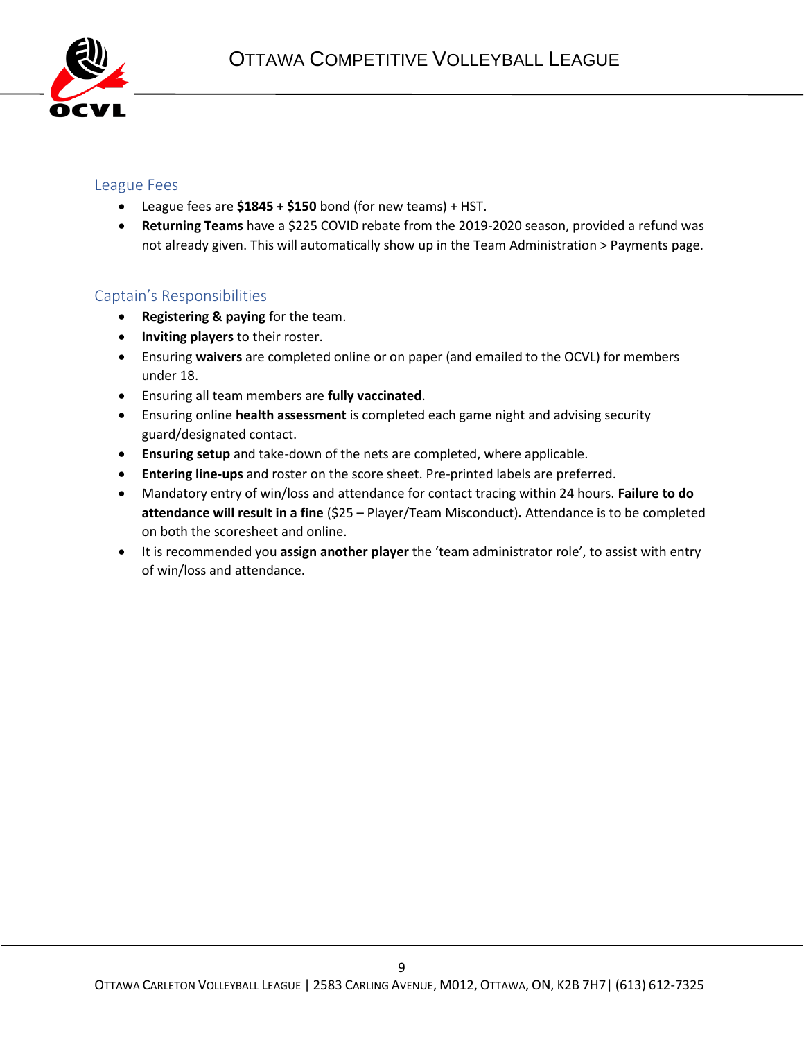## League Fees

- League fees are **$1845 + $150** bond (for new teams) + HST.
- **Returning Teams** have a $225 COVID rebate from the 2019-2020 season, provided a refund was not already given. This will automatically show up in the Team Administration > Payments page.

## Captain's Responsibilities

- **Registering & paying** for the team.
- **Inviting players** to their roster.
- Ensuring **waivers** are completed online or on paper (and emailed to the OCVL) for members under 18.
- Ensuring all team members are **fully vaccinated**.
- Ensuring online **health assessment** is completed each game night and advising security guard/designated contact.
- **Ensuring setup** and take-down of the nets are completed, where applicable.
- **Entering line-ups** and roster on the score sheet. Pre-printed labels are preferred.
- Mandatory entry of win/loss and attendance for contact tracing within 24 hours. **Failure to do attendance will result in a fine** ($25 – Player/Team Misconduct)**.** Attendance is to be completed on both the scoresheet and online.
- It is recommended you **assign another player** the 'team administrator role', to assist with entry of win/loss and attendance.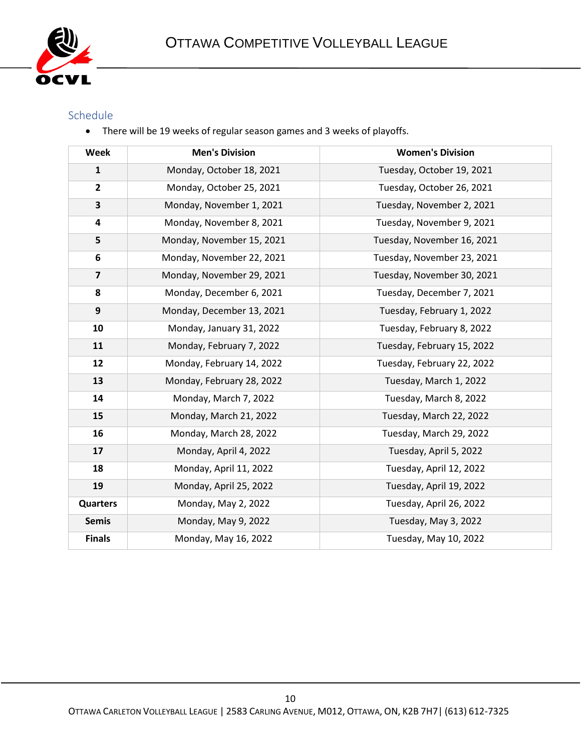## Schedule

- There will be 19 weeks of regular season games and 3 weeks of playoffs.

| Week | Men's Division | Women's Division |
|---|---|---|
| **1** | Monday, October 18, 2021 | Tuesday, October 19, 2021 |
| **2** | Monday, October 25, 2021 | Tuesday, October 26, 2021 |
| **3** | Monday, November 1, 2021 | Tuesday, November 2, 2021 |
| **4** | Monday, November 8, 2021 | Tuesday, November 9, 2021 |
| **5** | Monday, November 15, 2021 | Tuesday, November 16, 2021 |
| **6** | Monday, November 22, 2021 | Tuesday, November 23, 2021 |
| **7** | Monday, November 29, 2021 | Tuesday, November 30, 2021 |
| **8** | Monday, December 6, 2021 | Tuesday, December 7, 2021 |
| **9** | Monday, December 13, 2021 | Tuesday, February 1, 2022 |
| **10** | Monday, January 31, 2022 | Tuesday, February 8, 2022 |
| **11** | Monday, February 7, 2022 | Tuesday, February 15, 2022 |
| **12** | Monday, February 14, 2022 | Tuesday, February 22, 2022 |
| **13** | Monday, February 28, 2022 | Tuesday, March 1, 2022 |
| **14** | Monday, March 7, 2022 | Tuesday, March 8, 2022 |
| **15** | Monday, March 21, 2022 | Tuesday, March 22, 2022 |
| **16** | Monday, March 28, 2022 | Tuesday, March 29, 2022 |
| **17** | Monday, April 4, 2022 | Tuesday, April 5, 2022 |
| **18** | Monday, April 11, 2022 | Tuesday, April 12, 2022 |
| **19** | Monday, April 25, 2022 | Tuesday, April 19, 2022 |
| **Quarters** | Monday, May 2, 2022 | Tuesday, April 26, 2022 |
| **Semis** | Monday, May 9, 2022 | Tuesday, May 3, 2022 |
| **Finals** | Monday, May 16, 2022 | Tuesday, May 10, 2022 |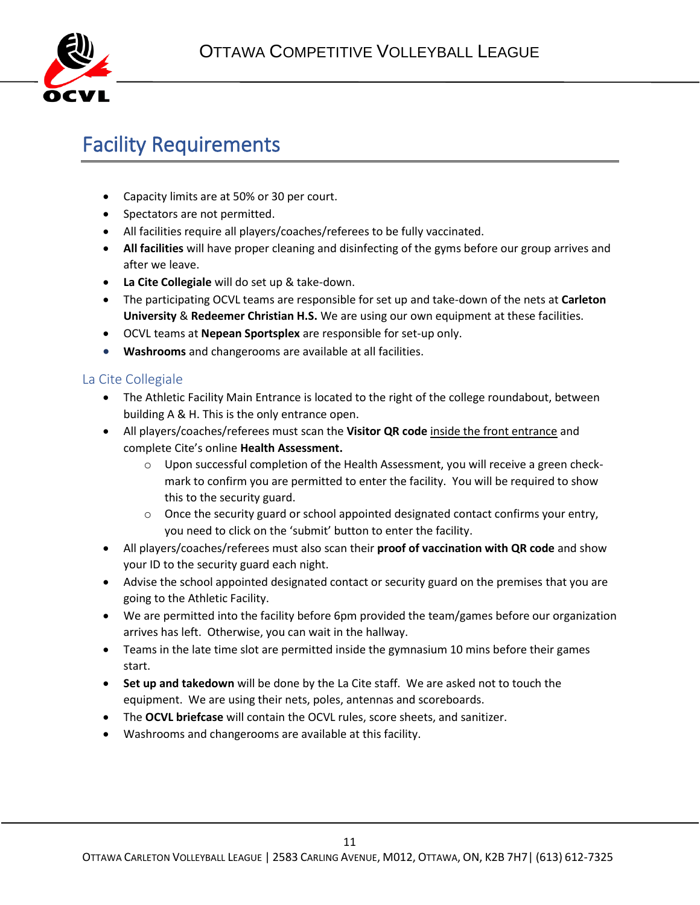# Facility Requirements

- Capacity limits are at 50% or 30 per court.
- Spectators are not permitted.
- All facilities require all players/coaches/referees to be fully vaccinated.
- **All facilities** will have proper cleaning and disinfecting of the gyms before our group arrives and after we leave.
- **La Cite Collegiale** will do set up & take-down.
- The participating OCVL teams are responsible for set up and take-down of the nets at **Carleton University** & **Redeemer Christian H.S.** We are using our own equipment at these facilities.
- OCVL teams at **Nepean Sportsplex** are responsible for set-up only.
- **Washrooms** and changerooms are available at all facilities.

## La Cite Collegiale

- The Athletic Facility Main Entrance is located to the right of the college roundabout, between building A & H. This is the only entrance open.
- All players/coaches/referees must scan the **Visitor QR code** inside the front entrance and complete Cite's online **Health Assessment.**
  - Upon successful completion of the Health Assessment, you will receive a green check-mark to confirm you are permitted to enter the facility. You will be required to show this to the security guard.
  - Once the security guard or school appointed designated contact confirms your entry, you need to click on the 'submit' button to enter the facility.
- All players/coaches/referees must also scan their **proof of vaccination with QR code** and show your ID to the security guard each night.
- Advise the school appointed designated contact or security guard on the premises that you are going to the Athletic Facility.
- We are permitted into the facility before 6pm provided the team/games before our organization arrives has left. Otherwise, you can wait in the hallway.
- Teams in the late time slot are permitted inside the gymnasium 10 mins before their games start.
- **Set up and takedown** will be done by the La Cite staff. We are asked not to touch the equipment. We are using their nets, poles, antennas and scoreboards.
- The **OCVL briefcase** will contain the OCVL rules, score sheets, and sanitizer.
- Washrooms and changerooms are available at this facility.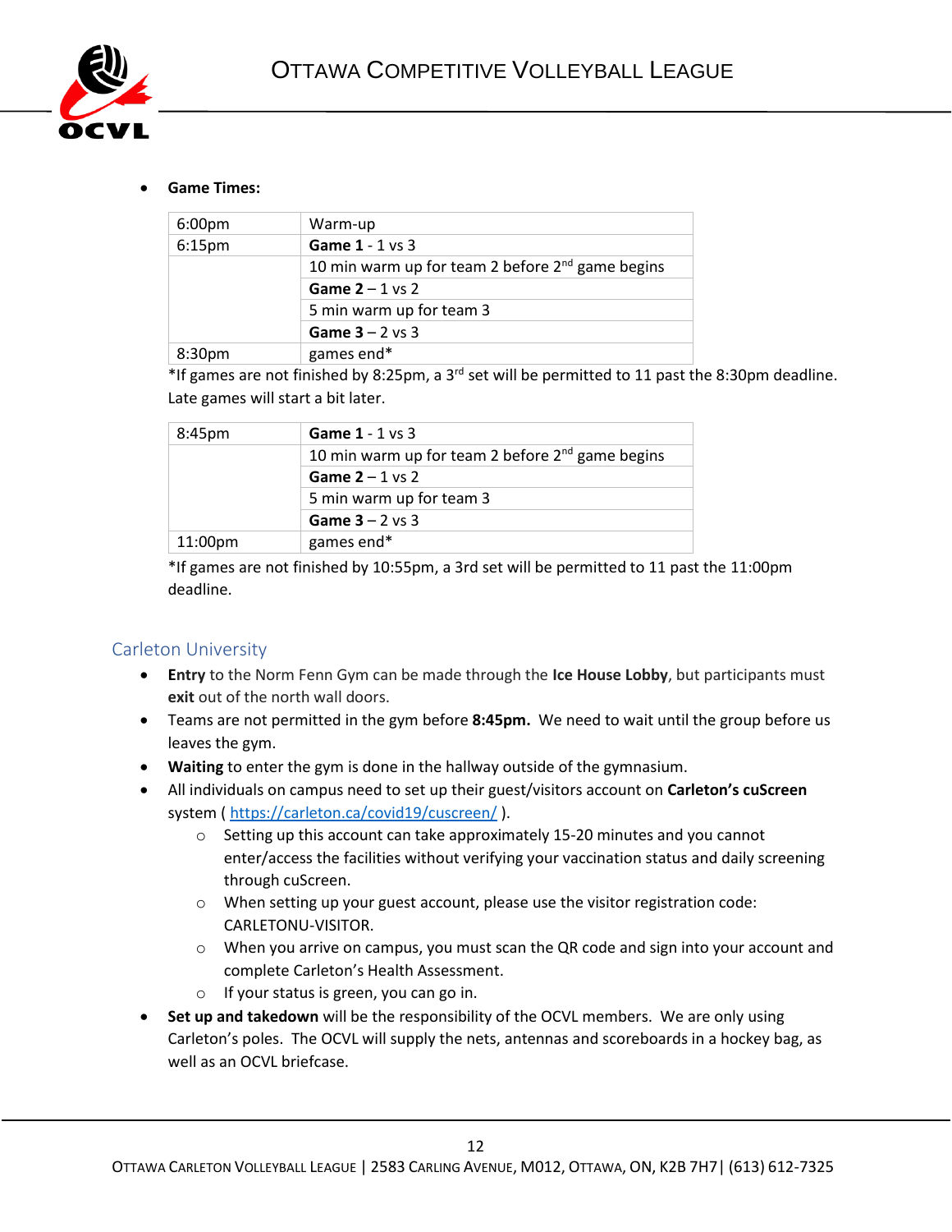- **Game Times:**

| 6:00pm | Warm-up |
|---|---|
| 6:15pm | **Game 1** - 1 vs 3 |
| | 10 min warm up for team 2 before 2nd game begins |
| | **Game 2** – 1 vs 2 |
| | 5 min warm up for team 3 |
| | **Game 3** – 2 vs 3 |
| 8:30pm | games end* |

*If games are not finished by 8:25pm, a 3rd set will be permitted to 11 past the 8:30pm deadline. Late games will start a bit later.

| 8:45pm | **Game 1** - 1 vs 3 |
|---|---|
| | 10 min warm up for team 2 before 2nd game begins |
| | **Game 2** – 1 vs 2 |
| | 5 min warm up for team 3 |
| | **Game 3** – 2 vs 3 |
| 11:00pm | games end* |

*If games are not finished by 10:55pm, a 3rd set will be permitted to 11 past the 11:00pm deadline.

## Carleton University

- **Entry** to the Norm Fenn Gym can be made through the **Ice House Lobby**, but participants must **exit** out of the north wall doors.
- Teams are not permitted in the gym before **8:45pm.** We need to wait until the group before us leaves the gym.
- **Waiting** to enter the gym is done in the hallway outside of the gymnasium.
- All individuals on campus need to set up their guest/visitors account on **Carleton's cuScreen** system ( https://carleton.ca/covid19/cuscreen/ ).
  - Setting up this account can take approximately 15-20 minutes and you cannot enter/access the facilities without verifying your vaccination status and daily screening through cuScreen.
  - When setting up your guest account, please use the visitor registration code: CARLETONU-VISITOR.
  - When you arrive on campus, you must scan the QR code and sign into your account and complete Carleton's Health Assessment.
  - If your status is green, you can go in.
- **Set up and takedown** will be the responsibility of the OCVL members. We are only using Carleton's poles. The OCVL will supply the nets, antennas and scoreboards in a hockey bag, as well as an OCVL briefcase.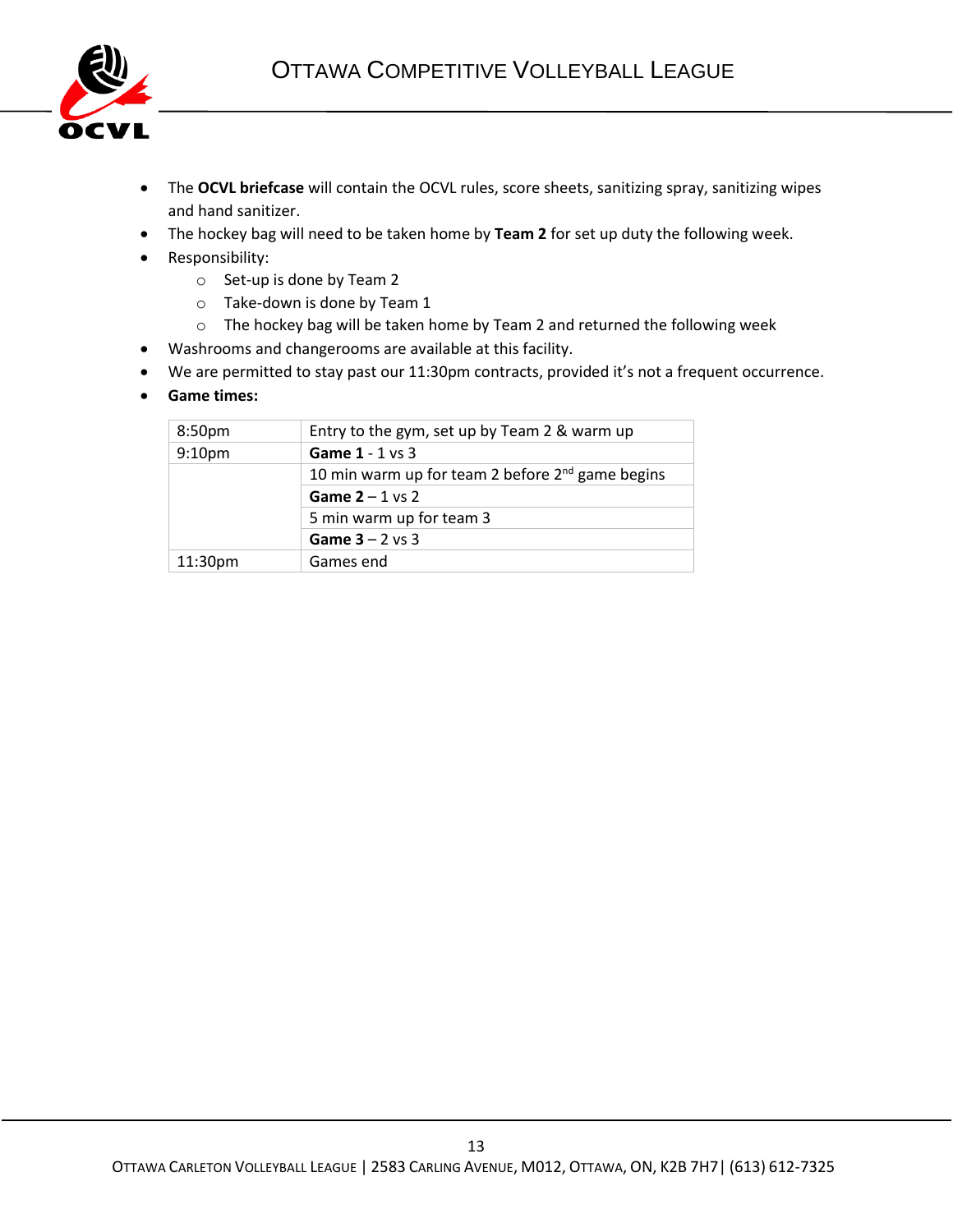- The **OCVL briefcase** will contain the OCVL rules, score sheets, sanitizing spray, sanitizing wipes and hand sanitizer.
- The hockey bag will need to be taken home by **Team 2** for set up duty the following week.
- Responsibility:
    - Set-up is done by Team 2
    - Take-down is done by Team 1
    - The hockey bag will be taken home by Team 2 and returned the following week
- Washrooms and changerooms are available at this facility.
- We are permitted to stay past our 11:30pm contracts, provided it's not a frequent occurrence.
- **Game times:**

| | |
|---|---|
| 8:50pm | Entry to the gym, set up by Team 2 & warm up |
| 9:10pm | **Game 1** - 1 vs 3 |
| | 10 min warm up for team 2 before 2nd game begins |
| | **Game 2** – 1 vs 2 |
| | 5 min warm up for team 3 |
| | **Game 3** – 2 vs 3 |
| 11:30pm | Games end |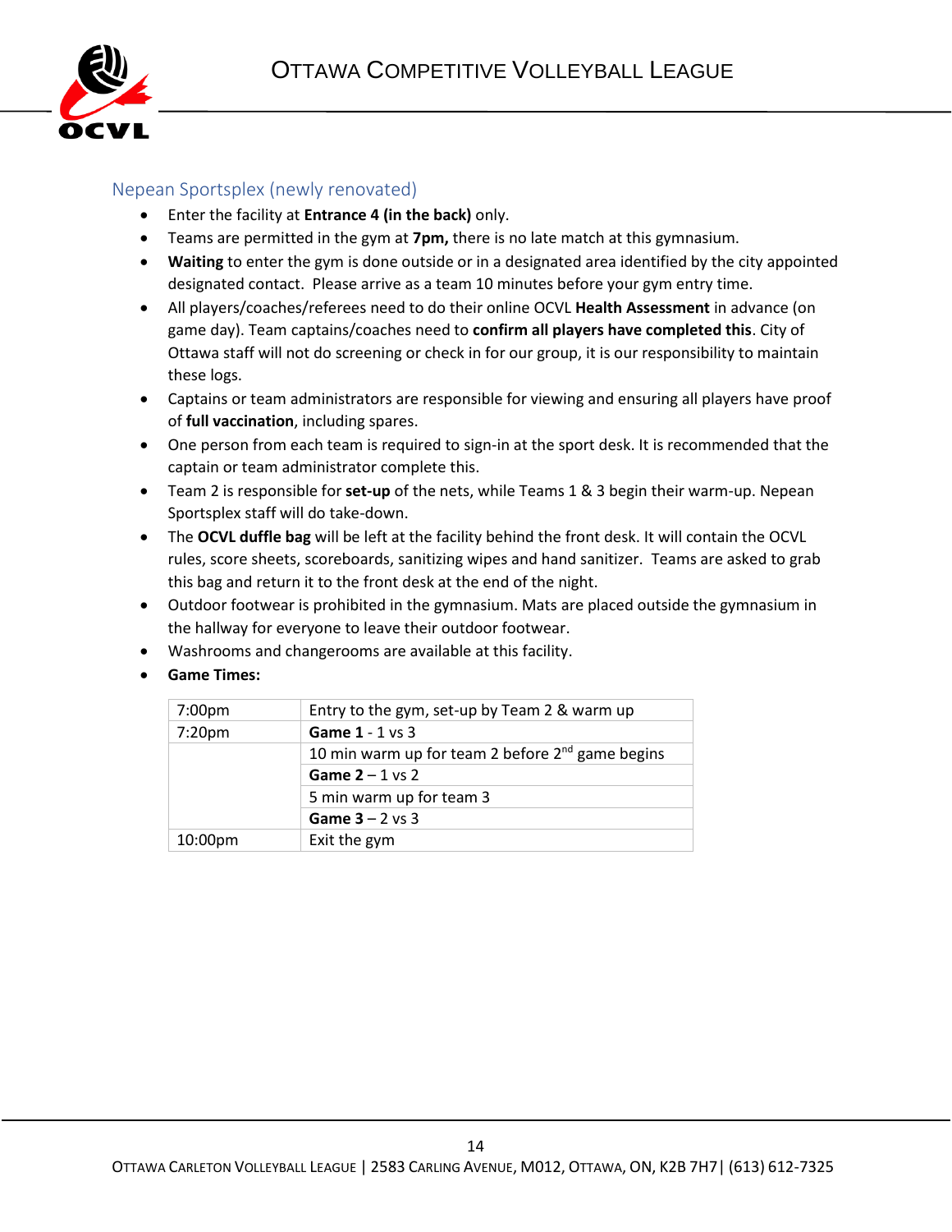## Nepean Sportsplex (newly renovated)

- Enter the facility at **Entrance 4 (in the back)** only.
- Teams are permitted in the gym at **7pm,** there is no late match at this gymnasium.
- **Waiting** to enter the gym is done outside or in a designated area identified by the city appointed designated contact. Please arrive as a team 10 minutes before your gym entry time.
- All players/coaches/referees need to do their online OCVL **Health Assessment** in advance (on game day). Team captains/coaches need to **confirm all players have completed this**. City of Ottawa staff will not do screening or check in for our group, it is our responsibility to maintain these logs.
- Captains or team administrators are responsible for viewing and ensuring all players have proof of **full vaccination**, including spares.
- One person from each team is required to sign-in at the sport desk. It is recommended that the captain or team administrator complete this.
- Team 2 is responsible for **set-up** of the nets, while Teams 1 & 3 begin their warm-up. Nepean Sportsplex staff will do take-down.
- The **OCVL duffle bag** will be left at the facility behind the front desk. It will contain the OCVL rules, score sheets, scoreboards, sanitizing wipes and hand sanitizer. Teams are asked to grab this bag and return it to the front desk at the end of the night.
- Outdoor footwear is prohibited in the gymnasium. Mats are placed outside the gymnasium in the hallway for everyone to leave their outdoor footwear.
- Washrooms and changerooms are available at this facility.
- **Game Times:**

| | |
|---|---|
| 7:00pm | Entry to the gym, set-up by Team 2 & warm up |
| 7:20pm | **Game 1** - 1 vs 3 |
| | 10 min warm up for team 2 before 2nd game begins |
| | **Game 2** – 1 vs 2 |
| | 5 min warm up for team 3 |
| | **Game 3** – 2 vs 3 |
| 10:00pm | Exit the gym |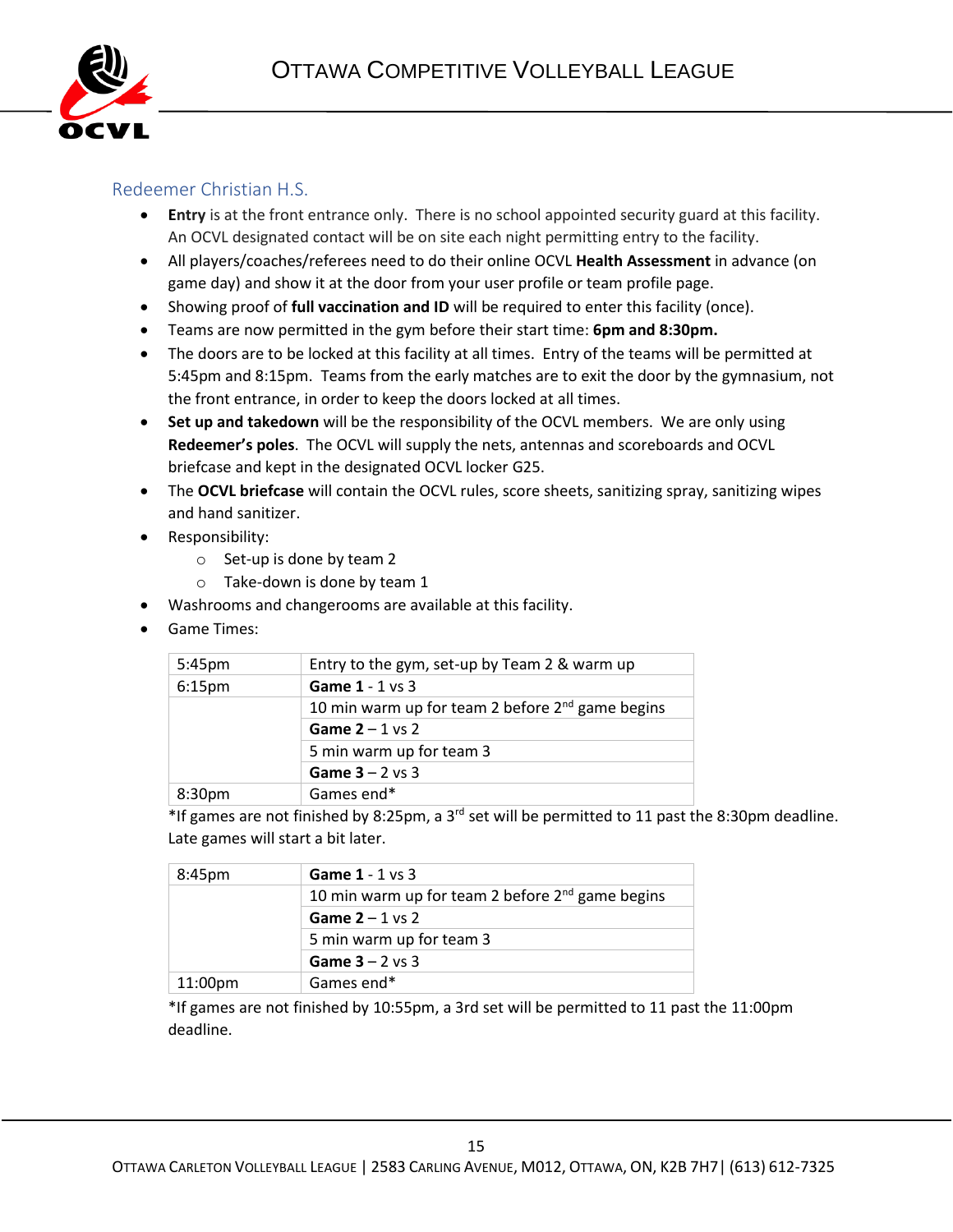## Redeemer Christian H.S.

- **Entry** is at the front entrance only. There is no school appointed security guard at this facility. An OCVL designated contact will be on site each night permitting entry to the facility.
- All players/coaches/referees need to do their online OCVL **Health Assessment** in advance (on game day) and show it at the door from your user profile or team profile page.
- Showing proof of **full vaccination and ID** will be required to enter this facility (once).
- Teams are now permitted in the gym before their start time: **6pm and 8:30pm.**
- The doors are to be locked at this facility at all times. Entry of the teams will be permitted at 5:45pm and 8:15pm. Teams from the early matches are to exit the door by the gymnasium, not the front entrance, in order to keep the doors locked at all times.
- **Set up and takedown** will be the responsibility of the OCVL members. We are only using **Redeemer's poles**. The OCVL will supply the nets, antennas and scoreboards and OCVL briefcase and kept in the designated OCVL locker G25.
- The **OCVL briefcase** will contain the OCVL rules, score sheets, sanitizing spray, sanitizing wipes and hand sanitizer.
- Responsibility:
  - Set-up is done by team 2
  - Take-down is done by team 1
- Washrooms and changerooms are available at this facility.
- Game Times:

| | |
|---|---|
| 5:45pm | Entry to the gym, set-up by Team 2 & warm up |
| 6:15pm | **Game 1** - 1 vs 3 |
| | 10 min warm up for team 2 before 2nd game begins |
| | **Game 2** – 1 vs 2 |
| | 5 min warm up for team 3 |
| | **Game 3** – 2 vs 3 |
| 8:30pm | Games end* |

*If games are not finished by 8:25pm, a 3rd set will be permitted to 11 past the 8:30pm deadline. Late games will start a bit later.

| | |
|---|---|
| 8:45pm | **Game 1** - 1 vs 3 |
| | 10 min warm up for team 2 before 2nd game begins |
| | **Game 2** – 1 vs 2 |
| | 5 min warm up for team 3 |
| | **Game 3** – 2 vs 3 |
| 11:00pm | Games end* |

*If games are not finished by 10:55pm, a 3rd set will be permitted to 11 past the 11:00pm deadline.